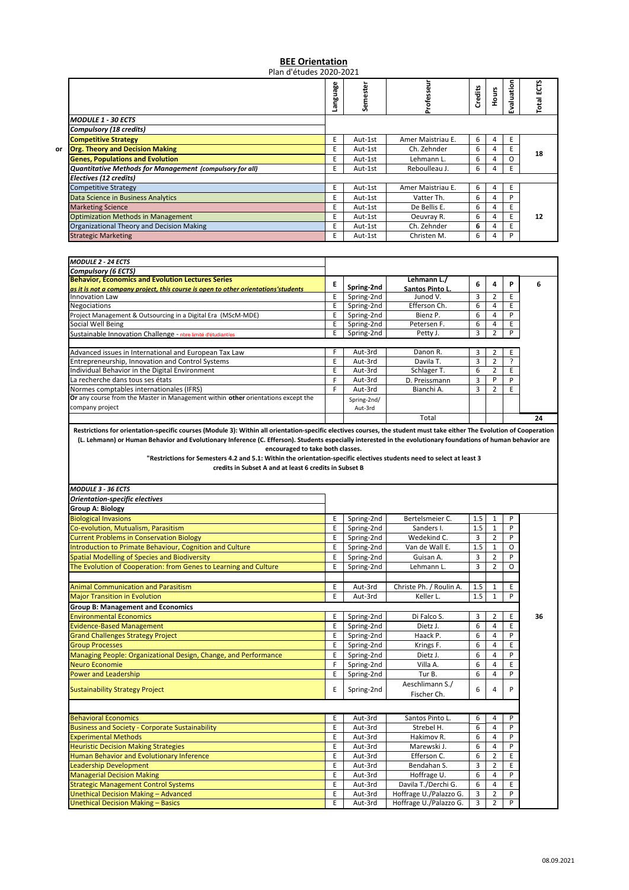# BEE Orientation

Plan d'études 2020-2021

| | | Language | Semester | Professeur | Credits | Hours | Evaluation | Total ECTS |
|---|---|---|---|---|---|---|---|---|
| | ***MODULE 1 - 30 ECTS*** | | | | | | | |
| | ***Compulsory (18 credits)*** | | | | | | | |
| | **Competitive Strategy** | E | Aut-1st | Amer Maistriau E. | 6 | 4 | E | 18 |
| or | **Org. Theory and Decision Making** | E | Aut-1st | Ch. Zehnder | 6 | 4 | E | |
| | **Genes, Populations and Evolution** | E | Aut-1st | Lehmann L. | 6 | 4 | O | |
| | ***Quantitative Methods for Management (compulsory for all)*** | E | Aut-1st | Reboulleau J. | 6 | 4 | E | |
| | ***Electives (12 credits)*** | | | | | | | |
| | Competitive Strategy | E | Aut-1st | Amer Maistriau E. | 6 | 4 | E | 12 |
| | Data Science in Business Analytics | E | Aut-1st | Vatter Th. | 6 | 4 | P | |
| | Marketing Science | E | Aut-1st | De Bellis E. | 6 | 4 | E | |
| | Optimization Methods in Management | E | Aut-1st | Oeuvray R. | 6 | 4 | E | |
| | Organizational Theory and Decision Making | E | Aut-1st | Ch. Zehnder | 6 | 4 | E | |
| | Strategic Marketing | E | Aut-1st | Christen M. | 6 | 4 | P | |

| | Language | Semester | Professeur | Credits | Hours | Evaluation | Total ECTS |
|---|---|---|---|---|---|---|---|
| ***MODULE 2 - 24 ECTS*** | | | | | | | |
| ***Compulsory (6 ECTS)*** | | | | | | | |
| **Behavior, Economics and Evolution Lectures Series** *as it is not a company project, this course is open to other orientations'students* | E | Spring-2nd | Lehmann L./ Santos Pinto L. | 6 | 4 | P | 6 |
| Innovation Law | E | Spring-2nd | Junod V. | 3 | 2 | E | |
| Negociations | E | Spring-2nd | Efferson Ch. | 6 | 4 | E | |
| Project Management & Outsourcing in a Digital Era (MScM-MDE) | E | Spring-2nd | Bienz P. | 6 | 4 | P | |
| Social Well Being | E | Spring-2nd | Petersen F. | 6 | 4 | E | |
| Sustainable Innovation Challenge - nbre limité d'étudiant/es | E | Spring-2nd | Petty J. | 3 | 2 | P | |
| Advanced issues in International and European Tax Law | F | Aut-3rd | Danon R. | 3 | 2 | E | |
| Entrepreneurship, Innovation and Control Systems | E | Aut-3rd | Davila T. | 3 | 2 | ? | |
| Individual Behavior in the Digital Environment | E | Aut-3rd | Schlager T. | 6 | 2 | E | |
| La recherche dans tous ses états | F | Aut-3rd | D. Preissmann | 3 | P | P | |
| Normes comptables internationales (IFRS) | F | Aut-3rd | Bianchi A. | 3 | 2 | E | |
| Or any course from the Master in Management within **other** orientations except the company project | | Spring-2nd/ Aut-3rd | | | | | |
| | | | Total | | | | 24 |

**Restrictions for orientation-specific courses (Module 3): Within all orientation-specific electives courses, the student must take either The Evolution of Cooperation (L. Lehmann) or Human Behavior and Evolutionary Inference (C. Efferson). Students especially interested in the evolutionary foundations of human behavior are encouraged to take both classes.**

**"Restrictions for Semesters 4.2 and 5.1: Within the orientation-specific electives students need to select at least 3 credits in Subset A and at least 6 credits in Subset B**

| | Language | Semester | Professeur | Credits | Hours | Evaluation | Total ECTS |
|---|---|---|---|---|---|---|---|
| ***MODULE 3 - 36 ECTS*** | | | | | | | |
| ***Orientation-specific electives*** | | | | | | | |
| **Group A: Biology** | | | | | | | |
| Biological Invasions | E | Spring-2nd | Bertelsmeier C. | 1.5 | 1 | P | |
| Co-evolution, Mutualism, Parasitism | E | Spring-2nd | Sanders I. | 1.5 | 1 | P | |
| Current Problems in Conservation Biology | E | Spring-2nd | Wedekind C. | 3 | 2 | P | |
| Introduction to Primate Behaviour, Cognition and Culture | E | Spring-2nd | Van de Wall E. | 1.5 | 1 | O | |
| Spatial Modelling of Species and Biodiversity | E | Spring-2nd | Guisan A. | 3 | 2 | P | |
| The Evolution of Cooperation: from Genes to Learning and Culture | E | Spring-2nd | Lehmann L. | 3 | 2 | O | |
| Animal Communication and Parasitism | E | Aut-3rd | Christe Ph. / Roulin A. | 1.5 | 1 | E | |
| Major Transition in Evolution | E | Aut-3rd | Keller L. | 1.5 | 1 | P | |
| **Group B: Management and Economics** | | | | | | | |
| Environmental Economics | E | Spring-2nd | Di Falco S. | 3 | 2 | E | 36 |
| Evidence-Based Management | E | Spring-2nd | Dietz J. | 6 | 4 | E | |
| Grand Challenges Strategy Project | E | Spring-2nd | Haack P. | 6 | 4 | P | |
| Group Processes | E | Spring-2nd | Krings F. | 6 | 4 | E | |
| Managing People: Organizational Design, Change, and Performance | E | Spring-2nd | Dietz J. | 6 | 4 | P | |
| Neuro Economie | F | Spring-2nd | Villa A. | 6 | 4 | E | |
| Power and Leadership | E | Spring-2nd | Tur B. | 6 | 4 | P | |
| Sustainability Strategy Project | E | Spring-2nd | Aeschlimann S./ Fischer Ch. | 6 | 4 | P | |
| Behavioral Economics | E | Aut-3rd | Santos Pinto L. | 6 | 4 | P | |
| Business and Society - Corporate Sustainability | E | Aut-3rd | Strebel H. | 6 | 4 | P | |
| Experimental Methods | E | Aut-3rd | Hakimov R. | 6 | 4 | P | |
| Heuristic Decision Making Strategies | E | Aut-3rd | Marewski J. | 6 | 4 | P | |
| Human Behavior and Evolutionary Inference | E | Aut-3rd | Efferson C. | 6 | 2 | E | |
| Leadership Development | E | Aut-3rd | Bendahan S. | 3 | 2 | E | |
| Managerial Decision Making | E | Aut-3rd | Hoffrage U. | 6 | 4 | P | |
| Strategic Management Control Systems | E | Aut-3rd | Davila T./Derchi G. | 6 | 4 | E | |
| Unethical Decision Making – Advanced | E | Aut-3rd | Hoffrage U./Palazzo G. | 3 | 2 | P | |
| Unethical Decision Making – Basics | E | Aut-3rd | Hoffrage U./Palazzo G. | 3 | 2 | P | |

08.09.2021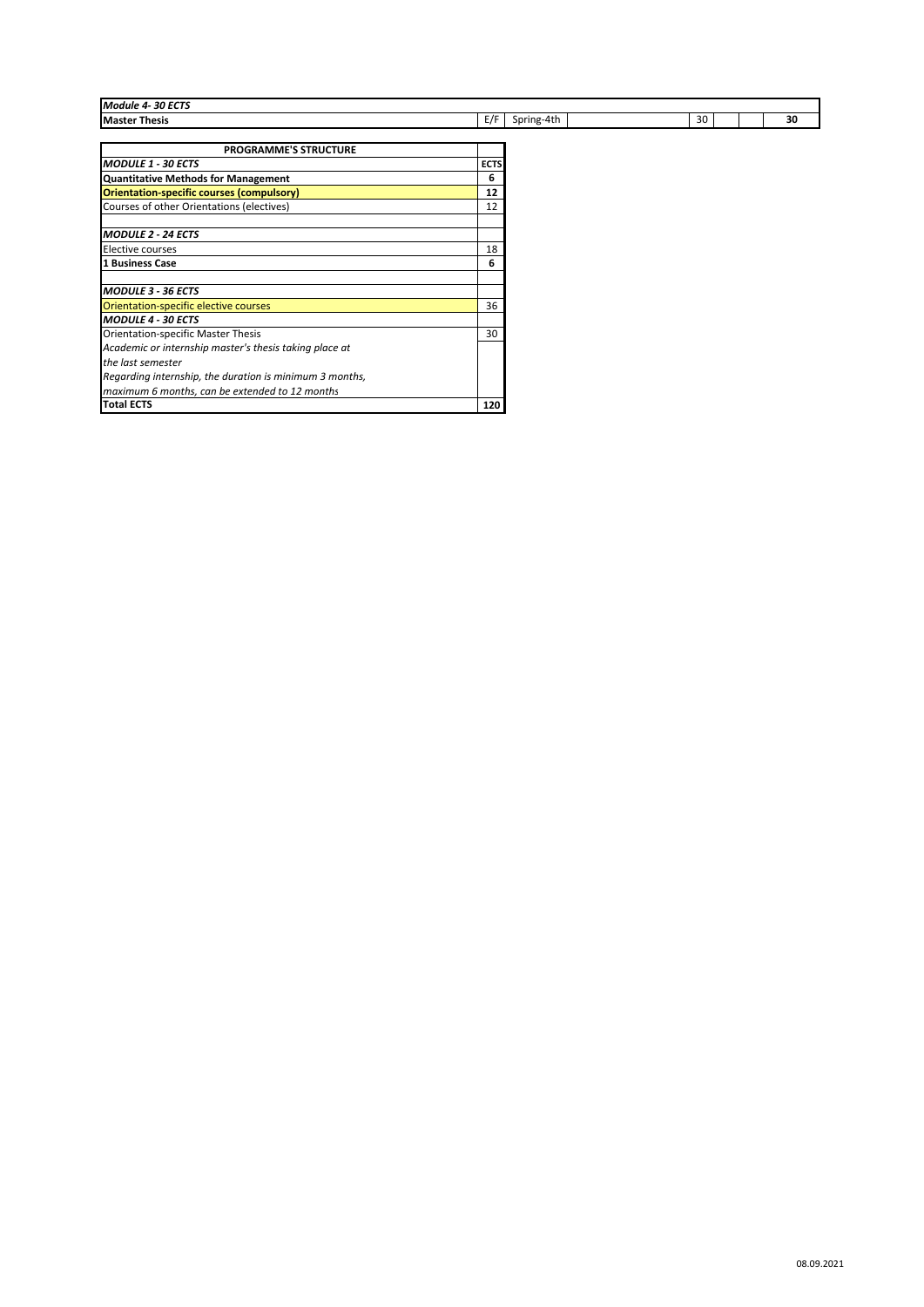| | | | | | | | |
|---|---|---|---|---|---|---|---|
| ***Module 4- 30 ECTS*** | | | | | | | |
| **Master Thesis** | E/F | Spring-4th | | 30 | | | **30** |

| **PROGRAMME'S STRUCTURE** | |
|---|---|
| ***MODULE 1 - 30 ECTS*** | **ECTS** |
| **Quantitative Methods for Management** | **6** |
| **Orientation-specific courses (compulsory)** | **12** |
| Courses of other Orientations (electives) | 12 |
| | |
| ***MODULE 2 - 24 ECTS*** | |
| Elective courses | 18 |
| **1 Business Case** | **6** |
| | |
| ***MODULE 3 - 36 ECTS*** | |
| Orientation-specific elective courses | 36 |
| ***MODULE 4 - 30 ECTS*** | |
| Orientation-specific Master Thesis | 30 |
| *Academic or internship master's thesis taking place at the last semester* | |
| *Regarding internship, the duration is minimum 3 months, maximum 6 months, can be extended to 12 months* | |
| **Total ECTS** | **120** |

08.09.2021